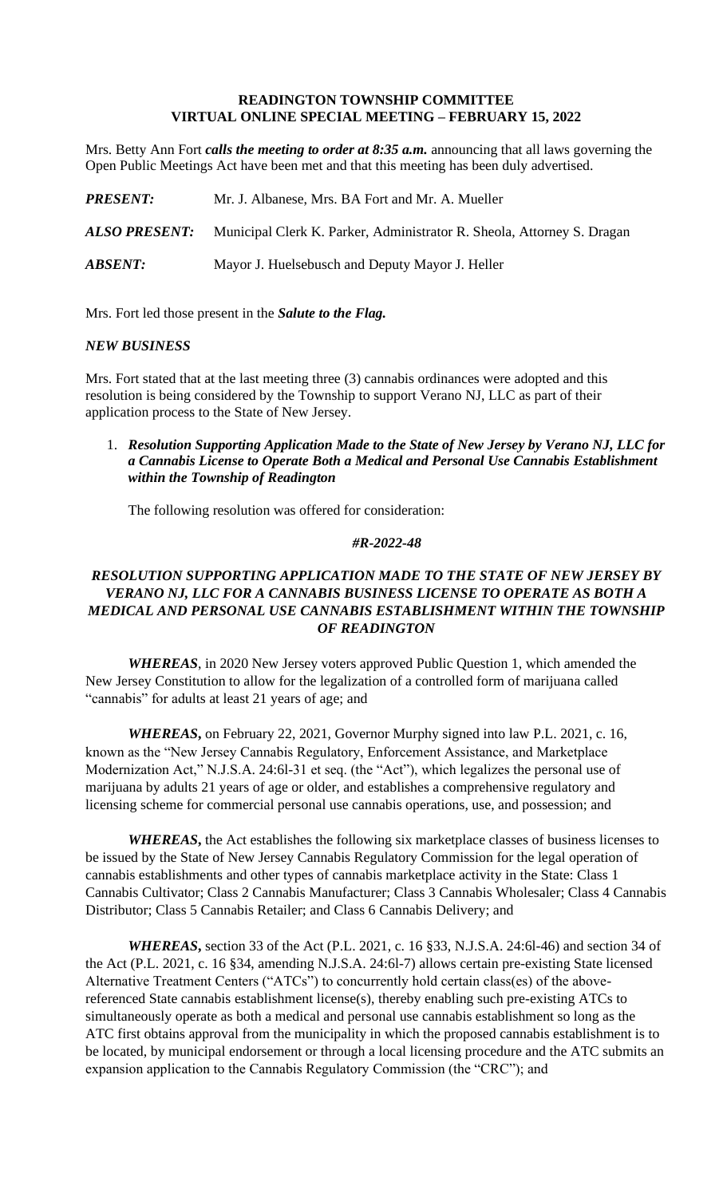**READINGTON TOWNSHIP COMMITTEE**
**VIRTUAL ONLINE SPECIAL MEETING – FEBRUARY 15, 2022**

Mrs. Betty Ann Fort ***calls the meeting to order at 8:35 a.m.*** announcing that all laws governing the Open Public Meetings Act have been met and that this meeting has been duly advertised.

***PRESENT:*** Mr. J. Albanese, Mrs. BA Fort and Mr. A. Mueller

***ALSO PRESENT:*** Municipal Clerk K. Parker, Administrator R. Sheola, Attorney S. Dragan

***ABSENT:*** Mayor J. Huelsebusch and Deputy Mayor J. Heller

Mrs. Fort led those present in the ***Salute to the Flag.***

***NEW BUSINESS***

Mrs. Fort stated that at the last meeting three (3) cannabis ordinances were adopted and this resolution is being considered by the Township to support Verano NJ, LLC as part of their application process to the State of New Jersey.

1. ***Resolution Supporting Application Made to the State of New Jersey by Verano NJ, LLC for a Cannabis License to Operate Both a Medical and Personal Use Cannabis Establishment within the Township of Readington***

   The following resolution was offered for consideration:

***#R-2022-48***

***RESOLUTION SUPPORTING APPLICATION MADE TO THE STATE OF NEW JERSEY BY VERANO NJ, LLC FOR A CANNABIS BUSINESS LICENSE TO OPERATE AS BOTH A MEDICAL AND PERSONAL USE CANNABIS ESTABLISHMENT WITHIN THE TOWNSHIP OF READINGTON***

***WHEREAS***, in 2020 New Jersey voters approved Public Question 1, which amended the New Jersey Constitution to allow for the legalization of a controlled form of marijuana called "cannabis" for adults at least 21 years of age; and

***WHEREAS***, on February 22, 2021, Governor Murphy signed into law P.L. 2021, c. 16, known as the "New Jersey Cannabis Regulatory, Enforcement Assistance, and Marketplace Modernization Act," N.J.S.A. 24:6l-31 et seq. (the "Act"), which legalizes the personal use of marijuana by adults 21 years of age or older, and establishes a comprehensive regulatory and licensing scheme for commercial personal use cannabis operations, use, and possession; and

***WHEREAS***, the Act establishes the following six marketplace classes of business licenses to be issued by the State of New Jersey Cannabis Regulatory Commission for the legal operation of cannabis establishments and other types of cannabis marketplace activity in the State: Class 1 Cannabis Cultivator; Class 2 Cannabis Manufacturer; Class 3 Cannabis Wholesaler; Class 4 Cannabis Distributor; Class 5 Cannabis Retailer; and Class 6 Cannabis Delivery; and

***WHEREAS***, section 33 of the Act (P.L. 2021, c. 16 §33, N.J.S.A. 24:6l-46) and section 34 of the Act (P.L. 2021, c. 16 §34, amending N.J.S.A. 24:6l-7) allows certain pre-existing State licensed Alternative Treatment Centers ("ATCs") to concurrently hold certain class(es) of the above-referenced State cannabis establishment license(s), thereby enabling such pre-existing ATCs to simultaneously operate as both a medical and personal use cannabis establishment so long as the ATC first obtains approval from the municipality in which the proposed cannabis establishment is to be located, by municipal endorsement or through a local licensing procedure and the ATC submits an expansion application to the Cannabis Regulatory Commission (the "CRC"); and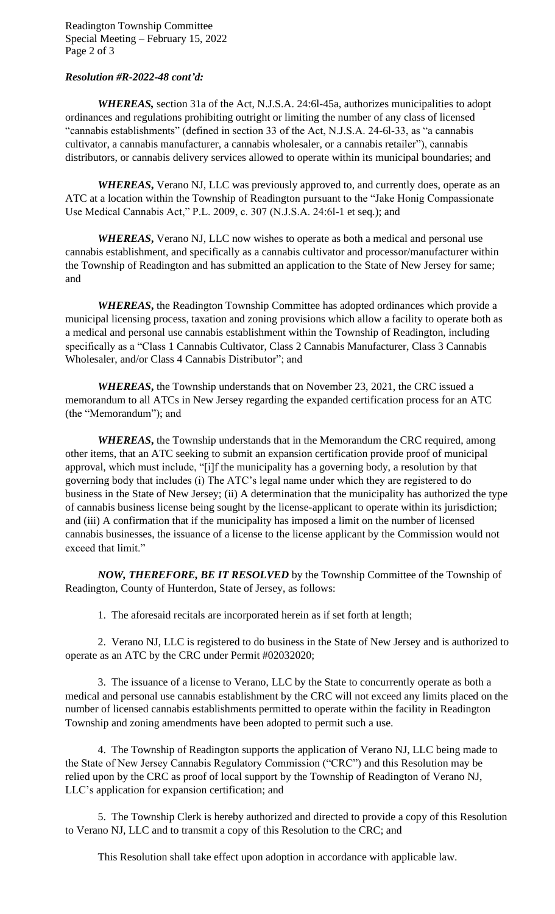***Resolution #R-2022-48 cont'd:***

***WHEREAS,*** section 31a of the Act, N.J.S.A. 24:6l-45a, authorizes municipalities to adopt ordinances and regulations prohibiting outright or limiting the number of any class of licensed "cannabis establishments" (defined in section 33 of the Act, N.J.S.A. 24-6l-33, as "a cannabis cultivator, a cannabis manufacturer, a cannabis wholesaler, or a cannabis retailer"), cannabis distributors, or cannabis delivery services allowed to operate within its municipal boundaries; and

***WHEREAS***, Verano NJ, LLC was previously approved to, and currently does, operate as an ATC at a location within the Township of Readington pursuant to the "Jake Honig Compassionate Use Medical Cannabis Act," P.L. 2009, c. 307 (N.J.S.A. 24:6l-1 et seq.); and

***WHEREAS***, Verano NJ, LLC now wishes to operate as both a medical and personal use cannabis establishment, and specifically as a cannabis cultivator and processor/manufacturer within the Township of Readington and has submitted an application to the State of New Jersey for same; and

***WHEREAS***, the Readington Township Committee has adopted ordinances which provide a municipal licensing process, taxation and zoning provisions which allow a facility to operate both as a medical and personal use cannabis establishment within the Township of Readington, including specifically as a "Class 1 Cannabis Cultivator, Class 2 Cannabis Manufacturer, Class 3 Cannabis Wholesaler, and/or Class 4 Cannabis Distributor"; and

***WHEREAS***, the Township understands that on November 23, 2021, the CRC issued a memorandum to all ATCs in New Jersey regarding the expanded certification process for an ATC (the "Memorandum"); and

***WHEREAS***, the Township understands that in the Memorandum the CRC required, among other items, that an ATC seeking to submit an expansion certification provide proof of municipal approval, which must include, "[i]f the municipality has a governing body, a resolution by that governing body that includes (i) The ATC's legal name under which they are registered to do business in the State of New Jersey; (ii) A determination that the municipality has authorized the type of cannabis business license being sought by the license-applicant to operate within its jurisdiction; and (iii) A confirmation that if the municipality has imposed a limit on the number of licensed cannabis businesses, the issuance of a license to the license applicant by the Commission would not exceed that limit."

***NOW, THEREFORE, BE IT RESOLVED*** by the Township Committee of the Township of Readington, County of Hunterdon, State of Jersey, as follows:

1. The aforesaid recitals are incorporated herein as if set forth at length;

2. Verano NJ, LLC is registered to do business in the State of New Jersey and is authorized to operate as an ATC by the CRC under Permit #02032020;

3. The issuance of a license to Verano, LLC by the State to concurrently operate as both a medical and personal use cannabis establishment by the CRC will not exceed any limits placed on the number of licensed cannabis establishments permitted to operate within the facility in Readington Township and zoning amendments have been adopted to permit such a use.

4. The Township of Readington supports the application of Verano NJ, LLC being made to the State of New Jersey Cannabis Regulatory Commission ("CRC") and this Resolution may be relied upon by the CRC as proof of local support by the Township of Readington of Verano NJ, LLC's application for expansion certification; and

5. The Township Clerk is hereby authorized and directed to provide a copy of this Resolution to Verano NJ, LLC and to transmit a copy of this Resolution to the CRC; and

This Resolution shall take effect upon adoption in accordance with applicable law.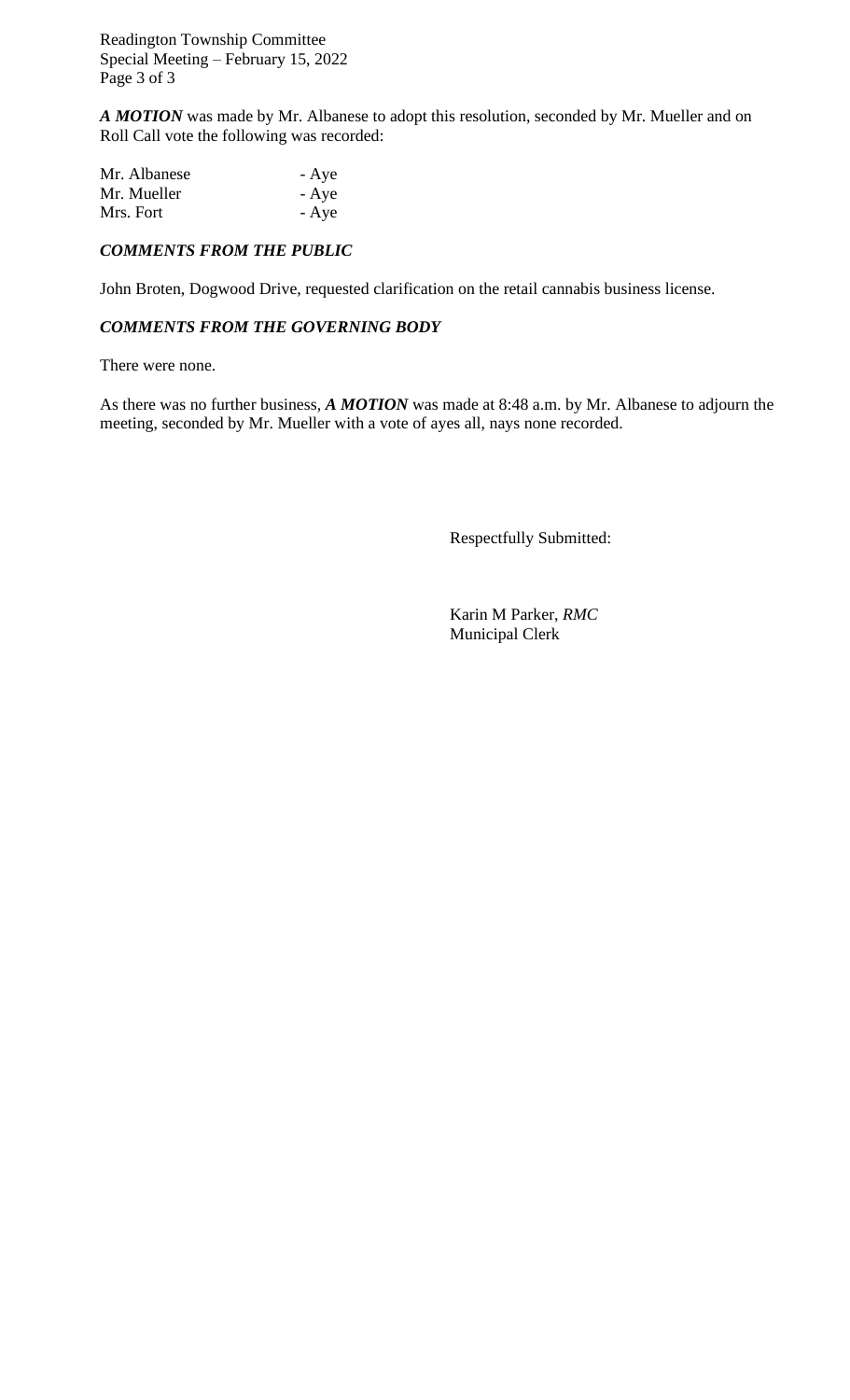***A MOTION*** was made by Mr. Albanese to adopt this resolution, seconded by Mr. Mueller and on Roll Call vote the following was recorded:

| | |
|---|---|
| Mr. Albanese | - Aye |
| Mr. Mueller | - Aye |
| Mrs. Fort | - Aye |

***COMMENTS FROM THE PUBLIC***

John Broten, Dogwood Drive, requested clarification on the retail cannabis business license.

***COMMENTS FROM THE GOVERNING BODY***

There were none.

As there was no further business, ***A MOTION*** was made at 8:48 a.m. by Mr. Albanese to adjourn the meeting, seconded by Mr. Mueller with a vote of ayes all, nays none recorded.

Respectfully Submitted:

Karin M Parker, *RMC*
Municipal Clerk